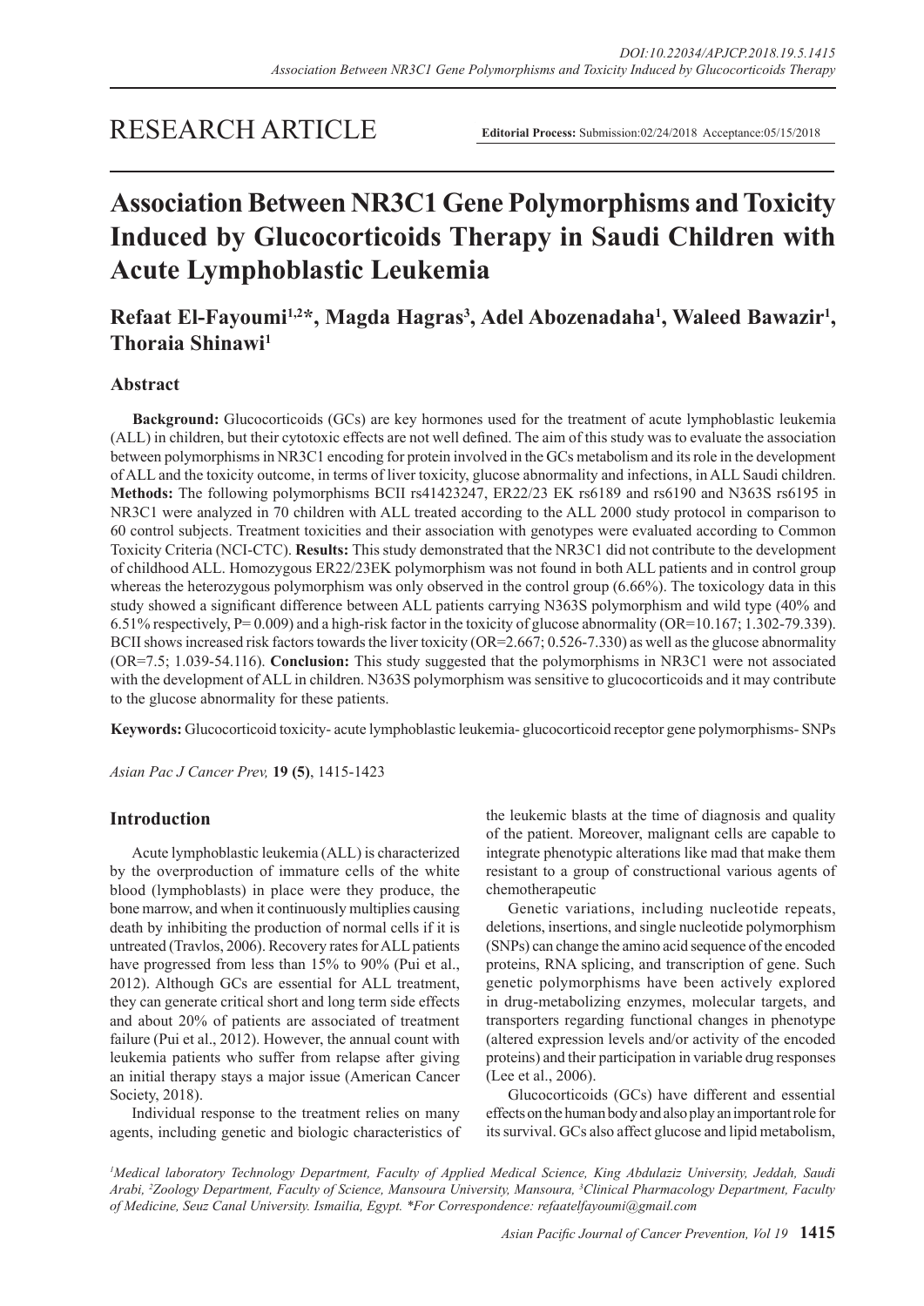RESEARCH ARTICLE

**Editorial Process:** Submission:02/24/2018 Acceptance:05/15/2018

# Association Between NR3C1 Gene Polymorphisms and Toxicity Induced by Glucocorticoids Therapy in Saudi Children with Acute Lymphoblastic Leukemia

**Refaat El-Fayoumi[1,2]*, Magda Hagras[3], Adel Abozenadaha[1], Waleed Bawazir[1], Thoraia Shinawi[1]**

## Abstract

**Background:** Glucocorticoids (GCs) are key hormones used for the treatment of acute lymphoblastic leukemia (ALL) in children, but their cytotoxic effects are not well defined. The aim of this study was to evaluate the association between polymorphisms in NR3C1 encoding for protein involved in the GCs metabolism and its role in the development of ALL and the toxicity outcome, in terms of liver toxicity, glucose abnormality and infections, in ALL Saudi children. **Methods:** The following polymorphisms BCII rs41423247, ER22/23 EK rs6189 and rs6190 and N363S rs6195 in NR3C1 were analyzed in 70 children with ALL treated according to the ALL 2000 study protocol in comparison to 60 control subjects. Treatment toxicities and their association with genotypes were evaluated according to Common Toxicity Criteria (NCI-CTC). **Results:** This study demonstrated that the NR3C1 did not contribute to the development of childhood ALL. Homozygous ER22/23EK polymorphism was not found in both ALL patients and in control group whereas the heterozygous polymorphism was only observed in the control group (6.66%). The toxicology data in this study showed a significant difference between ALL patients carrying N363S polymorphism and wild type (40% and 6.51% respectively, P= 0.009) and a high-risk factor in the toxicity of glucose abnormality (OR=10.167; 1.302-79.339). BCII shows increased risk factors towards the liver toxicity (OR=2.667; 0.526-7.330) as well as the glucose abnormality (OR=7.5; 1.039-54.116). **Conclusion:** This study suggested that the polymorphisms in NR3C1 were not associated with the development of ALL in children. N363S polymorphism was sensitive to glucocorticoids and it may contribute to the glucose abnormality for these patients.

**Keywords:** Glucocorticoid toxicity- acute lymphoblastic leukemia- glucocorticoid receptor gene polymorphisms- SNPs

*Asian Pac J Cancer Prev,* **19 (5)**, 1415-1423

## Introduction

Acute lymphoblastic leukemia (ALL) is characterized by the overproduction of immature cells of the white blood (lymphoblasts) in place were they produce, the bone marrow, and when it continuously multiplies causing death by inhibiting the production of normal cells if it is untreated (Travlos, 2006). Recovery rates for ALL patients have progressed from less than 15% to 90% (Pui et al., 2012). Although GCs are essential for ALL treatment, they can generate critical short and long term side effects and about 20% of patients are associated of treatment failure (Pui et al., 2012). However, the annual count with leukemia patients who suffer from relapse after giving an initial therapy stays a major issue (American Cancer Society, 2018).

Individual response to the treatment relies on many agents, including genetic and biologic characteristics of the leukemic blasts at the time of diagnosis and quality of the patient. Moreover, malignant cells are capable to integrate phenotypic alterations like mad that make them resistant to a group of constructional various agents of chemotherapeutic

Genetic variations, including nucleotide repeats, deletions, insertions, and single nucleotide polymorphism (SNPs) can change the amino acid sequence of the encoded proteins, RNA splicing, and transcription of gene. Such genetic polymorphisms have been actively explored in drug-metabolizing enzymes, molecular targets, and transporters regarding functional changes in phenotype (altered expression levels and/or activity of the encoded proteins) and their participation in variable drug responses (Lee et al., 2006).

Glucocorticoids (GCs) have different and essential effects on the human body and also play an important role for its survival. GCs also affect glucose and lipid metabolism,

*[1]Medical laboratory Technology Department, Faculty of Applied Medical Science, King Abdulaziz University, Jeddah, Saudi Arabi, [2]Zoology Department, Faculty of Science, Mansoura University, Mansoura, [3]Clinical Pharmacology Department, Faculty of Medicine, Seuz Canal University. Ismailia, Egypt. *For Correspondence: refaatelfayoumi@gmail.com*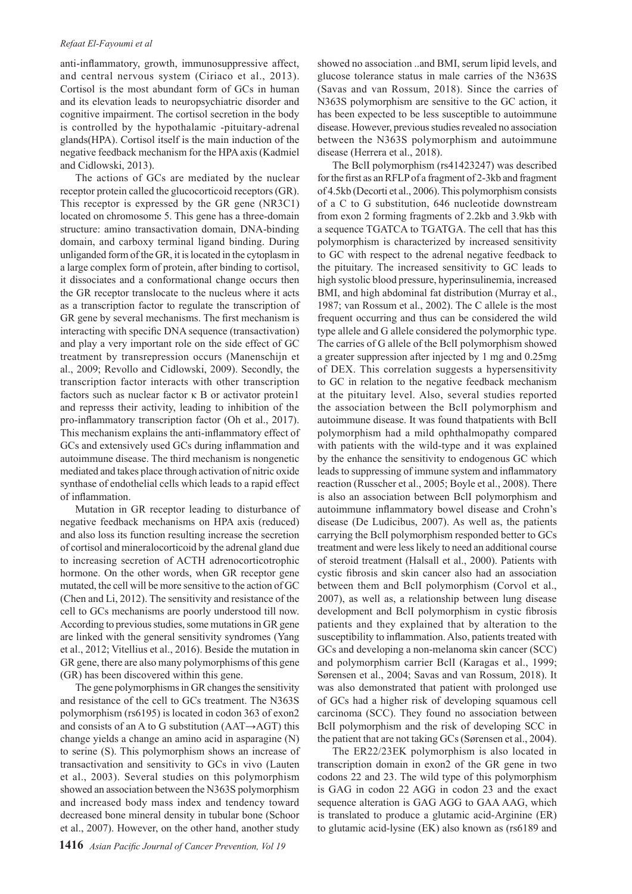anti-inflammatory, growth, immunosuppressive affect, and central nervous system (Ciriaco et al., 2013). Cortisol is the most abundant form of GCs in human and its elevation leads to neuropsychiatric disorder and cognitive impairment. The cortisol secretion in the body is controlled by the hypothalamic -pituitary-adrenal glands(HPA). Cortisol itself is the main induction of the negative feedback mechanism for the HPA axis (Kadmiel and Cidlowski, 2013).

The actions of GCs are mediated by the nuclear receptor protein called the glucocorticoid receptors (GR). This receptor is expressed by the GR gene (NR3C1) located on chromosome 5. This gene has a three-domain structure: amino transactivation domain, DNA-binding domain, and carboxy terminal ligand binding. During unliganded form of the GR, it is located in the cytoplasm in a large complex form of protein, after binding to cortisol, it dissociates and a conformational change occurs then the GR receptor translocate to the nucleus where it acts as a transcription factor to regulate the transcription of GR gene by several mechanisms. The first mechanism is interacting with specific DNA sequence (transactivation) and play a very important role on the side effect of GC treatment by transrepression occurs (Manenschijn et al., 2009; Revollo and Cidlowski, 2009). Secondly, the transcription factor interacts with other transcription factors such as nuclear factor κ B or activator protein1 and represss their activity, leading to inhibition of the pro-inflammatory transcription factor (Oh et al., 2017). This mechanism explains the anti-inflammatory effect of GCs and extensively used GCs during inflammation and autoimmune disease. The third mechanism is nongenetic mediated and takes place through activation of nitric oxide synthase of endothelial cells which leads to a rapid effect of inflammation.

Mutation in GR receptor leading to disturbance of negative feedback mechanisms on HPA axis (reduced) and also loss its function resulting increase the secretion of cortisol and mineralocorticoid by the adrenal gland due to increasing secretion of ACTH adrenocorticotrophic hormone. On the other words, when GR receptor gene mutated, the cell will be more sensitive to the action of GC (Chen and Li, 2012). The sensitivity and resistance of the cell to GCs mechanisms are poorly understood till now. According to previous studies, some mutations in GR gene are linked with the general sensitivity syndromes (Yang et al., 2012; Vitellius et al., 2016). Beside the mutation in GR gene, there are also many polymorphisms of this gene (GR) has been discovered within this gene.

The gene polymorphisms in GR changes the sensitivity and resistance of the cell to GCs treatment. The N363S polymorphism (rs6195) is located in codon 363 of exon2 and consists of an A to G substitution (AAT→AGT) this change yields a change an amino acid in asparagine (N) to serine (S). This polymorphism shows an increase of transactivation and sensitivity to GCs in vivo (Lauten et al., 2003). Several studies on this polymorphism showed an association between the N363S polymorphism and increased body mass index and tendency toward decreased bone mineral density in tubular bone (Schoor et al., 2007). However, on the other hand, another study showed no association ..and BMI, serum lipid levels, and glucose tolerance status in male carries of the N363S (Savas and van Rossum, 2018). Since the carries of N363S polymorphism are sensitive to the GC action, it has been expected to be less susceptible to autoimmune disease. However, previous studies revealed no association between the N363S polymorphism and autoimmune disease (Herrera et al., 2018).

The BclI polymorphism (rs41423247) was described for the first as an RFLP of a fragment of 2-3kb and fragment of 4.5kb (Decorti et al., 2006). This polymorphism consists of a C to G substitution, 646 nucleotide downstream from exon 2 forming fragments of 2.2kb and 3.9kb with a sequence TGATCA to TGATGA. The cell that has this polymorphism is characterized by increased sensitivity to GC with respect to the adrenal negative feedback to the pituitary. The increased sensitivity to GC leads to high systolic blood pressure, hyperinsulinemia, increased BMI, and high abdominal fat distribution (Murray et al., 1987; van Rossum et al., 2002). The C allele is the most frequent occurring and thus can be considered the wild type allele and G allele considered the polymorphic type. The carries of G allele of the BclI polymorphism showed a greater suppression after injected by 1 mg and 0.25mg of DEX. This correlation suggests a hypersensitivity to GC in relation to the negative feedback mechanism at the pituitary level. Also, several studies reported the association between the BclI polymorphism and autoimmune disease. It was found thatpatients with BclI polymorphism had a mild ophthalmopathy compared with patients with the wild-type and it was explained by the enhance the sensitivity to endogenous GC which leads to suppressing of immune system and inflammatory reaction (Russcher et al., 2005; Boyle et al., 2008). There is also an association between BclI polymorphism and autoimmune inflammatory bowel disease and Crohn's disease (De Ludicibus, 2007). As well as, the patients carrying the BclI polymorphism responded better to GCs treatment and were less likely to need an additional course of steroid treatment (Halsall et al., 2000). Patients with cystic fibrosis and skin cancer also had an association between them and BclI polymorphism (Corvol et al., 2007), as well as, a relationship between lung disease development and BclI polymorphism in cystic fibrosis patients and they explained that by alteration to the susceptibility to inflammation. Also, patients treated with GCs and developing a non-melanoma skin cancer (SCC) and polymorphism carrier BclI (Karagas et al., 1999; Sørensen et al., 2004; Savas and van Rossum, 2018). It was also demonstrated that patient with prolonged use of GCs had a higher risk of developing squamous cell carcinoma (SCC). They found no association between BclI polymorphism and the risk of developing SCC in the patient that are not taking GCs (Sørensen et al., 2004).

The ER22/23EK polymorphism is also located in transcription domain in exon2 of the GR gene in two codons 22 and 23. The wild type of this polymorphism is GAG in codon 22 AGG in codon 23 and the exact sequence alteration is GAG AGG to GAA AAG, which is translated to produce a glutamic acid-Arginine (ER) to glutamic acid-lysine (EK) also known as (rs6189 and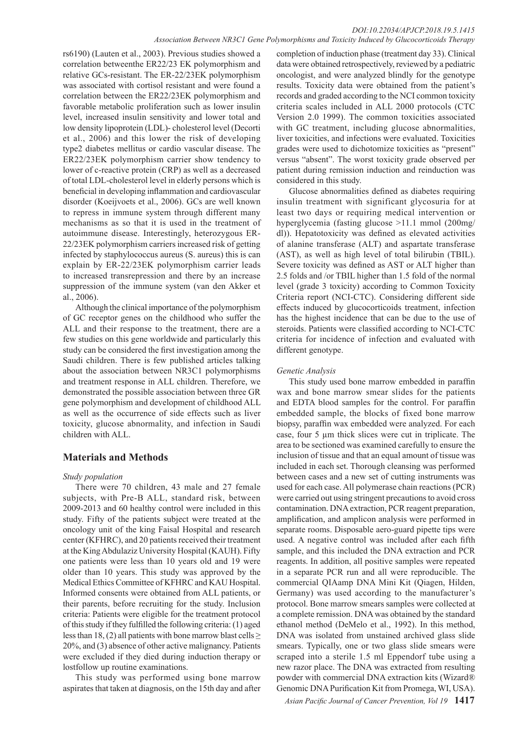rs6190) (Lauten et al., 2003). Previous studies showed a correlation betweenthe ER22/23 EK polymorphism and relative GCs-resistant. The ER-22/23EK polymorphism was associated with cortisol resistant and were found a correlation between the ER22/23EK polymorphism and favorable metabolic proliferation such as lower insulin level, increased insulin sensitivity and lower total and low density lipoprotein (LDL)- cholesterol level (Decorti et al., 2006) and this lower the risk of developing type2 diabetes mellitus or cardio vascular disease. The ER22/23EK polymorphism carrier show tendency to lower of c-reactive protein (CRP) as well as a decreased of total LDL-cholesterol level in elderly persons which is beneficial in developing inflammation and cardiovascular disorder (Koeijvoets et al., 2006). GCs are well known to repress in immune system through different many mechanisms as so that it is used in the treatment of autoimmune disease. Interestingly, heterozygous ER-22/23EK polymorphism carriers increased risk of getting infected by staphylococcus aureus (S. aureus) this is can explain by ER-22/23EK polymorphism carrier leads to increased transrepression and there by an increase suppression of the immune system (van den Akker et al., 2006).

Although the clinical importance of the polymorphism of GC receptor genes on the childhood who suffer the ALL and their response to the treatment, there are a few studies on this gene worldwide and particularly this study can be considered the first investigation among the Saudi children. There is few published articles talking about the association between NR3C1 polymorphisms and treatment response in ALL children. Therefore, we demonstrated the possible association between three GR gene polymorphism and development of childhood ALL as well as the occurrence of side effects such as liver toxicity, glucose abnormality, and infection in Saudi children with ALL.

## Materials and Methods

*Study population*

There were 70 children, 43 male and 27 female subjects, with Pre-B ALL, standard risk, between 2009-2013 and 60 healthy control were included in this study. Fifty of the patients subject were treated at the oncology unit of the king Faisal Hospital and research center (KFHRC), and 20 patients received their treatment at the King Abdulaziz University Hospital (KAUH). Fifty one patients were less than 10 years old and 19 were older than 10 years. This study was approved by the Medical Ethics Committee of KFHRC and KAU Hospital. Informed consents were obtained from ALL patients, or their parents, before recruiting for the study. Inclusion criteria: Patients were eligible for the treatment protocol of this study if they fulfilled the following criteria: (1) aged less than 18, (2) all patients with bone marrow blast cells ≥ 20%, and (3) absence of other active malignancy. Patients were excluded if they died during induction therapy or lostfollow up routine examinations.

This study was performed using bone marrow aspirates that taken at diagnosis, on the 15th day and after completion of induction phase (treatment day 33). Clinical data were obtained retrospectively, reviewed by a pediatric oncologist, and were analyzed blindly for the genotype results. Toxicity data were obtained from the patient's records and graded according to the NCI common toxicity criteria scales included in ALL 2000 protocols (CTC Version 2.0 1999). The common toxicities associated with GC treatment, including glucose abnormalities, liver toxicities, and infections were evaluated. Toxicities grades were used to dichotomize toxicities as "present" versus "absent". The worst toxicity grade observed per patient during remission induction and reinduction was considered in this study.

Glucose abnormalities defined as diabetes requiring insulin treatment with significant glycosuria for at least two days or requiring medical intervention or hyperglycemia (fasting glucose >11.1 mmol (200mg/dl)). Hepatotoxicity was defined as elevated activities of alanine transferase (ALT) and aspartate transferase (AST), as well as high level of total bilirubin (TBIL). Severe toxicity was defined as AST or ALT higher than 2.5 folds and /or TBIL higher than 1.5 fold of the normal level (grade 3 toxicity) according to Common Toxicity Criteria report (NCI-CTC). Considering different side effects induced by glucocorticoids treatment, infection has the highest incidence that can be due to the use of steroids. Patients were classified according to NCI-CTC criteria for incidence of infection and evaluated with different genotype.

*Genetic Analysis*

This study used bone marrow embedded in paraffin wax and bone marrow smear slides for the patients and EDTA blood samples for the control. For paraffin embedded sample, the blocks of fixed bone marrow biopsy, paraffin wax embedded were analyzed. For each case, four 5 µm thick slices were cut in triplicate. The area to be sectioned was examined carefully to ensure the inclusion of tissue and that an equal amount of tissue was included in each set. Thorough cleansing was performed between cases and a new set of cutting instruments was used for each case. All polymerase chain reactions (PCR) were carried out using stringent precautions to avoid cross contamination. DNA extraction, PCR reagent preparation, amplification, and amplicon analysis were performed in separate rooms. Disposable aero-guard pipette tips were used. A negative control was included after each fifth sample, and this included the DNA extraction and PCR reagents. In addition, all positive samples were repeated in a separate PCR run and all were reproducible. The commercial QIAamp DNA Mini Kit (Qiagen, Hilden, Germany) was used according to the manufacturer's protocol. Bone marrow smears samples were collected at a complete remission. DNA was obtained by the standard ethanol method (DeMelo et al., 1992). In this method, DNA was isolated from unstained archived glass slide smears. Typically, one or two glass slide smears were scraped into a sterile 1.5 ml Eppendorf tube using a new razor place. The DNA was extracted from resulting powder with commercial DNA extraction kits (Wizard® Genomic DNA Purification Kit from Promega, WI, USA).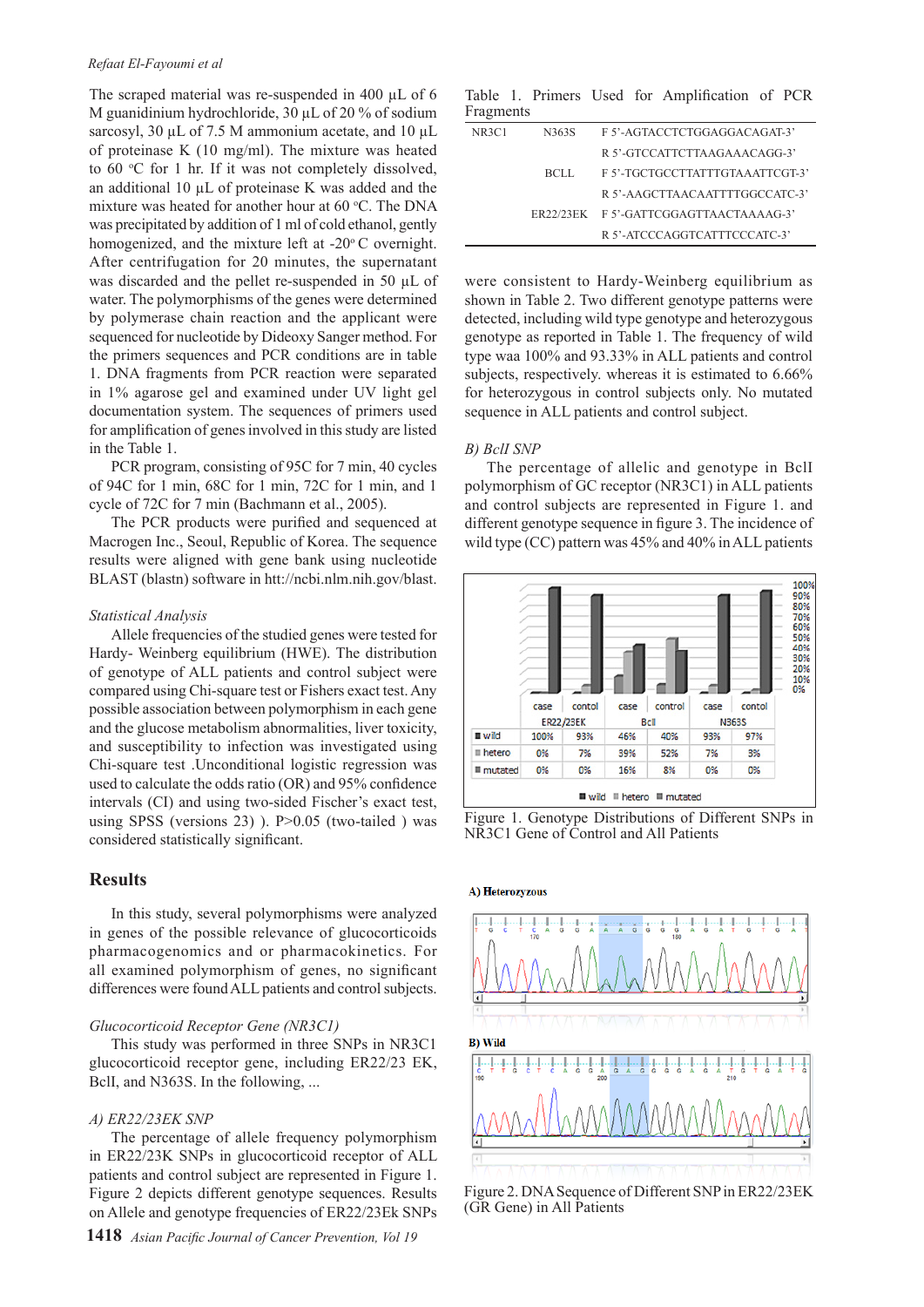The scraped material was re-suspended in 400 µL of 6 M guanidinium hydrochloride, 30 µL of 20 % of sodium sarcosyl, 30 µL of 7.5 M ammonium acetate, and 10 µL of proteinase K (10 mg/ml). The mixture was heated to 60 °C for 1 hr. If it was not completely dissolved, an additional 10 µL of proteinase K was added and the mixture was heated for another hour at 60 °C. The DNA was precipitated by addition of 1 ml of cold ethanol, gently homogenized, and the mixture left at -20° C overnight. After centrifugation for 20 minutes, the supernatant was discarded and the pellet re-suspended in 50 µL of water. The polymorphisms of the genes were determined by polymerase chain reaction and the applicant were sequenced for nucleotide by Dideoxy Sanger method. For the primers sequences and PCR conditions are in table 1. DNA fragments from PCR reaction were separated in 1% agarose gel and examined under UV light gel documentation system. The sequences of primers used for amplification of genes involved in this study are listed in the Table 1.

PCR program, consisting of 95C for 7 min, 40 cycles of 94C for 1 min, 68C for 1 min, 72C for 1 min, and 1 cycle of 72C for 7 min (Bachmann et al., 2005).

The PCR products were purified and sequenced at Macrogen Inc., Seoul, Republic of Korea. The sequence results were aligned with gene bank using nucleotide BLAST (blastn) software in htt://ncbi.nlm.nih.gov/blast.

*Statistical Analysis*

Allele frequencies of the studied genes were tested for Hardy- Weinberg equilibrium (HWE). The distribution of genotype of ALL patients and control subject were compared using Chi-square test or Fishers exact test. Any possible association between polymorphism in each gene and the glucose metabolism abnormalities, liver toxicity, and susceptibility to infection was investigated using Chi-square test .Unconditional logistic regression was used to calculate the odds ratio (OR) and 95% confidence intervals (CI) and using two-sided Fischer's exact test, using SPSS (versions 23) ). P>0.05 (two-tailed ) was considered statistically significant.

## Results

In this study, several polymorphisms were analyzed in genes of the possible relevance of glucocorticoids pharmacogenomics and or pharmacokinetics. For all examined polymorphism of genes, no significant differences were found ALL patients and control subjects.

*Glucocorticoid Receptor Gene (NR3C1)*

This study was performed in three SNPs in NR3C1 glucocorticoid receptor gene, including ER22/23 EK, BclI, and N363S. In the following, ...

*A) ER22/23EK SNP*

The percentage of allele frequency polymorphism in ER22/23K SNPs in glucocorticoid receptor of ALL patients and control subject are represented in Figure 1. Figure 2 depicts different genotype sequences. Results on Allele and genotype frequencies of ER22/23Ek SNPs were consistent to Hardy-Weinberg equilibrium as shown in Table 2. Two different genotype patterns were detected, including wild type genotype and heterozygous genotype as reported in Table 1. The frequency of wild type waa 100% and 93.33% in ALL patients and control subjects, respectively. whereas it is estimated to 6.66% for heterozygous in control subjects only. No mutated sequence in ALL patients and control subject.

*B) BclI SNP*

The percentage of allelic and genotype in BclI polymorphism of GC receptor (NR3C1) in ALL patients and control subjects are represented in Figure 1. and different genotype sequence in figure 3. The incidence of wild type (CC) pattern was 45% and 40% in ALL patients

Table 1. Primers Used for Amplification of PCR Fragments

| | | |
|---|---|---|
| NR3C1 | N363S | F 5'-AGTACCTCTGGAGGACAGAT-3' |
| | | R 5'-GTCCATTCTTAAGAAACAGG-3' |
| | BCLL | F 5'-TGCTGCCTTATTTGTAAATTCGT-3' |
| | | R 5'-AAGCTTAACAATTTTGGCCATC-3' |
| | ER22/23EK | F 5'-GATTCGGAGTTAACTAAAAG-3' |
| | | R 5'-ATCCCAGGTCATTTCCCATC-3' |

| | ER22/23EK case | ER22/23EK contol | BcII case | BcII control | N363S case | N363S contol |
|---|---|---|---|---|---|---|
| wild | 100% | 93% | 46% | 40% | 93% | 97% |
| hetero | 0% | 7% | 39% | 52% | 7% | 3% |
| mutated | 0% | 0% | 16% | 8% | 0% | 0% |

Figure 1. Genotype Distributions of Different SNPs in NR3C1 Gene of Control and All Patients

A) Heterozygous

B) Wild

Figure 2. DNA Sequence of Different SNP in ER22/23EK (GR Gene) in All Patients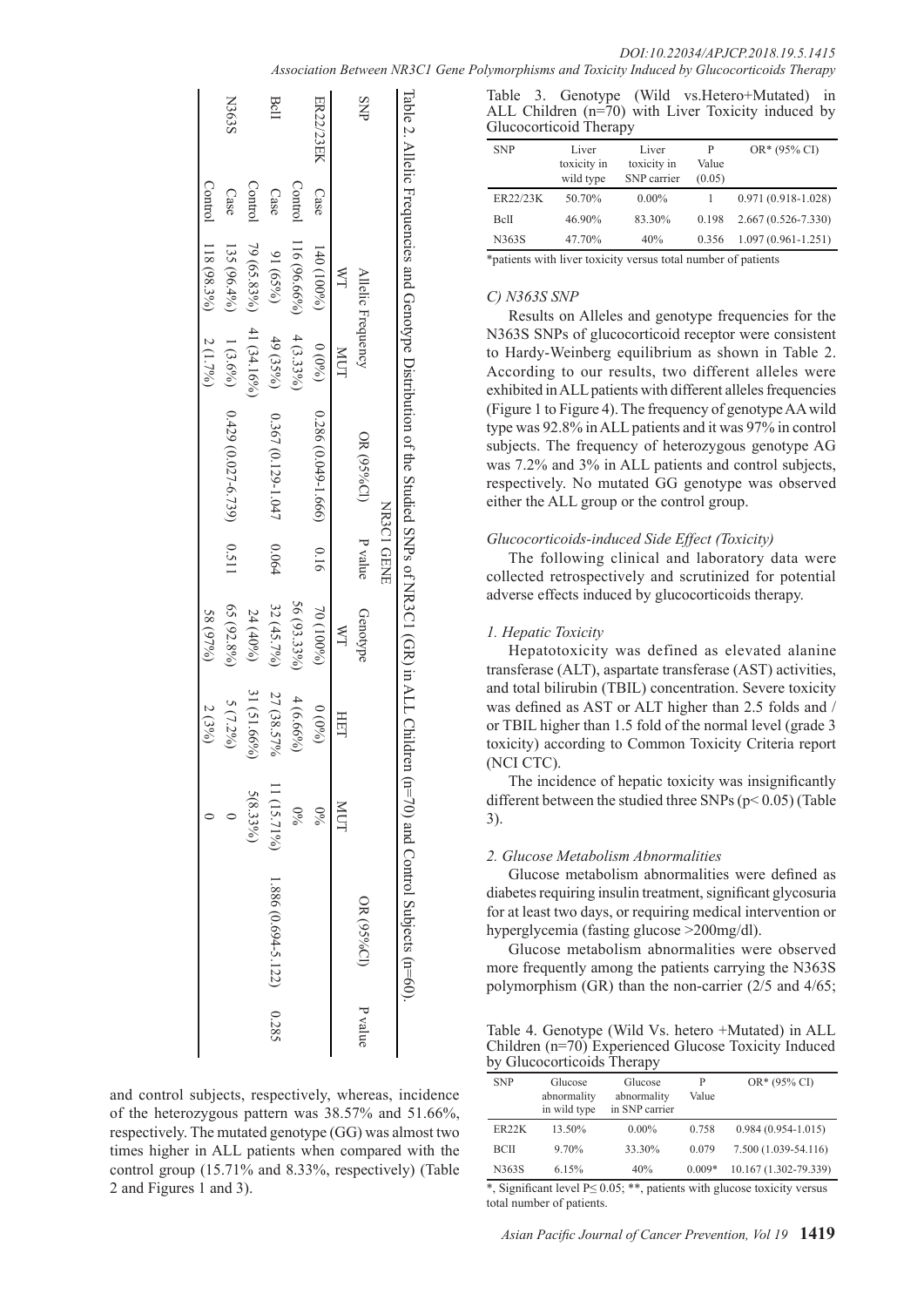Table 2. Allelic Frequencies and Genotype Distribution of the Studied SNPs of NR3C1 (GR) in ALL Children (n=70) and Control Subjects (n=60).

| SNP | | NR3C1 GENE | | | | | | | | |
|---|---|---|---|---|---|---|---|---|---|---|
| | | Allelic Frequency | | OR (95%CI) | P value | Genotype | | | OR (95%CI) | P value |
| | | WT | MUT | | | WT | HET | MUT | | |
| ER22/23EK | Case | 140 (100%) | 0 (0%) | 0.286 (0.049-1.666) | 0.16 | 70 (100%) | 0 (0%) | 0% | | |
| | Control | 116 (96.66%) | 4 (3.33%) | | | 56 (93.33%) | 4 (6.66%) | 0% | | |
| BclI | Case | 91 (65%) | 49 (35%) | 0.367 (0.129-1.047 | 0.064 | 32 (45.7%) | 27 (38.57% | 11 (15.71%) | 1.886 (0.694-5.122) | 0.285 |
| | Control | 79 (65.83%) | 41 (34.16%) | | | 24 (40%) | 31 (51.66%) | 5(8.33%) | | |
| N363S | Case | 135 (96.4%) | 1 (3.6%) | 0.429 (0.027-6.739) | 0.511 | 65 (92.8%) | 5 (7.2%) | 0 | | |
| | Control | 118 (98.3%) | 2 (1.7%) | | | 58 (97%) | 2 (3%) | 0 | | |

and control subjects, respectively, whereas, incidence of the heterozygous pattern was 38.57% and 51.66%, respectively. The mutated genotype (GG) was almost two times higher in ALL patients when compared with the control group (15.71% and 8.33%, respectively) (Table 2 and Figures 1 and 3).

Table 3. Genotype (Wild vs.Hetero+Mutated) in ALL Children (n=70) with Liver Toxicity induced by Glucocorticoid Therapy

| SNP | Liver toxicity in wild type | Liver toxicity in SNP carrier | P Value (0.05) | OR* (95% CI) |
|---|---|---|---|---|
| ER22/23K | 50.70% | 0.00% | 1 | 0.971 (0.918-1.028) |
| BclI | 46.90% | 83.30% | 0.198 | 2.667 (0.526-7.330) |
| N363S | 47.70% | 40% | 0.356 | 1.097 (0.961-1.251) |

*patients with liver toxicity versus total number of patients

*C) N363S SNP*

Results on Alleles and genotype frequencies for the N363S SNPs of glucocorticoid receptor were consistent to Hardy-Weinberg equilibrium as shown in Table 2. According to our results, two different alleles were exhibited in ALL patients with different alleles frequencies (Figure 1 to Figure 4). The frequency of genotype AA wild type was 92.8% in ALL patients and it was 97% in control subjects. The frequency of heterozygous genotype AG was 7.2% and 3% in ALL patients and control subjects, respectively. No mutated GG genotype was observed either the ALL group or the control group.

*Glucocorticoids-induced Side Effect (Toxicity)*

The following clinical and laboratory data were collected retrospectively and scrutinized for potential adverse effects induced by glucocorticoids therapy.

*1. Hepatic Toxicity*

Hepatotoxicity was defined as elevated alanine transferase (ALT), aspartate transferase (AST) activities, and total bilirubin (TBIL) concentration. Severe toxicity was defined as AST or ALT higher than 2.5 folds and / or TBIL higher than 1.5 fold of the normal level (grade 3 toxicity) according to Common Toxicity Criteria report (NCI CTC).

The incidence of hepatic toxicity was insignificantly different between the studied three SNPs ($p< 0.05$) (Table 3).

*2. Glucose Metabolism Abnormalities*

Glucose metabolism abnormalities were defined as diabetes requiring insulin treatment, significant glycosuria for at least two days, or requiring medical intervention or hyperglycemia (fasting glucose >200mg/dl).

Glucose metabolism abnormalities were observed more frequently among the patients carrying the N363S polymorphism (GR) than the non-carrier (2/5 and 4/65;

Table 4. Genotype (Wild Vs. hetero +Mutated) in ALL Children (n=70) Experienced Glucose Toxicity Induced by Glucocorticoids Therapy

| SNP | Glucose abnormality in wild type | Glucose abnormality in SNP carrier | P Value | OR* (95% CI) |
|---|---|---|---|---|
| ER22K | 13.50% | 0.00% | 0.758 | 0.984 (0.954-1.015) |
| BCII | 9.70% | 33.30% | 0.079 | 7.500 (1.039-54.116) |
| N363S | 6.15% | 40% | 0.009* | 10.167 (1.302-79.339) |

*, Significant level P≤ 0.05; **, patients with glucose toxicity versus total number of patients.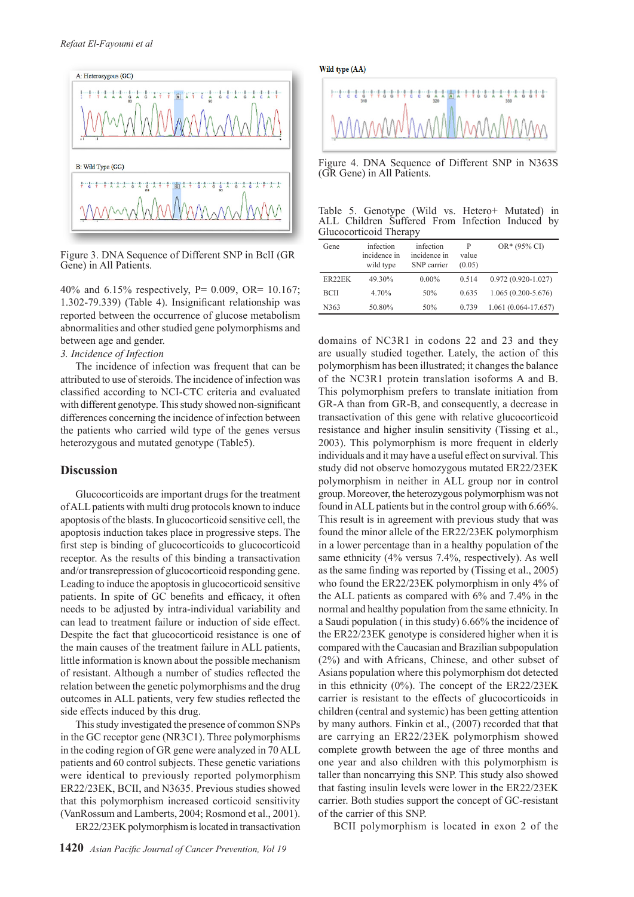Figure 3. DNA Sequence of Different SNP in BclI (GR Gene) in All Patients.

40% and 6.15% respectively, P= 0.009, OR= 10.167; 1.302-79.339) (Table 4). Insignificant relationship was reported between the occurrence of glucose metabolism abnormalities and other studied gene polymorphisms and between age and gender.

*3. Incidence of Infection*

The incidence of infection was frequent that can be attributed to use of steroids. The incidence of infection was classified according to NCI-CTC criteria and evaluated with different genotype. This study showed non-significant differences concerning the incidence of infection between the patients who carried wild type of the genes versus heterozygous and mutated genotype (Table5).

Figure 4. DNA Sequence of Different SNP in N363S (GR Gene) in All Patients.

Table 5. Genotype (Wild vs. Hetero+ Mutated) in ALL Children Suffered From Infection Induced by Glucocorticoid Therapy

| Gene | infection incidence in wild type | infection incidence in SNP carrier | P value (0.05) | OR* (95% CI) |
|---|---|---|---|---|
| ER22EK | 49.30% | 0.00% | 0.514 | 0.972 (0.920-1.027) |
| BCII | 4.70% | 50% | 0.635 | 1.065 (0.200-5.676) |
| N363 | 50.80% | 50% | 0.739 | 1.061 (0.064-17.657) |

## Discussion

Glucocorticoids are important drugs for the treatment of ALL patients with multi drug protocols known to induce apoptosis of the blasts. In glucocorticoid sensitive cell, the apoptosis induction takes place in progressive steps. The first step is binding of glucocorticoids to glucocorticoid receptor. As the results of this binding a transactivation and/or transrepression of glucocorticoid responding gene. Leading to induce the apoptosis in glucocorticoid sensitive patients. In spite of GC benefits and efficacy, it often needs to be adjusted by intra-individual variability and can lead to treatment failure or induction of side effect. Despite the fact that glucocorticoid resistance is one of the main causes of the treatment failure in ALL patients, little information is known about the possible mechanism of resistant. Although a number of studies reflected the relation between the genetic polymorphisms and the drug outcomes in ALL patients, very few studies reflected the side effects induced by this drug.

This study investigated the presence of common SNPs in the GC receptor gene (NR3C1). Three polymorphisms in the coding region of GR gene were analyzed in 70 ALL patients and 60 control subjects. These genetic variations were identical to previously reported polymorphism ER22/23EK, BCII, and N3635. Previous studies showed that this polymorphism increased corticoid sensitivity (VanRossum and Lamberts, 2004; Rosmond et al., 2001).

ER22/23EK polymorphism is located in transactivation domains of NC3R1 in codons 22 and 23 and they are usually studied together. Lately, the action of this polymorphism has been illustrated; it changes the balance of the NC3R1 protein translation isoforms A and B. This polymorphism prefers to translate initiation from GR-A than from GR-B, and consequently, a decrease in transactivation of this gene with relative glucocorticoid resistance and higher insulin sensitivity (Tissing et al., 2003). This polymorphism is more frequent in elderly individuals and it may have a useful effect on survival. This study did not observe homozygous mutated ER22/23EK polymorphism in neither in ALL group nor in control group. Moreover, the heterozygous polymorphism was not found in ALL patients but in the control group with 6.66%. This result is in agreement with previous study that was found the minor allele of the ER22/23EK polymorphism in a lower percentage than in a healthy population of the same ethnicity (4% versus 7.4%, respectively). As well as the same finding was reported by (Tissing et al., 2005) who found the ER22/23EK polymorphism in only 4% of the ALL patients as compared with 6% and 7.4% in the normal and healthy population from the same ethnicity. In a Saudi population ( in this study) 6.66% the incidence of the ER22/23EK genotype is considered higher when it is compared with the Caucasian and Brazilian subpopulation (2%) and with Africans, Chinese, and other subset of Asians population where this polymorphism dot detected in this ethnicity (0%). The concept of the ER22/23EK carrier is resistant to the effects of glucocorticoids in children (central and systemic) has been getting attention by many authors. Finkin et al., (2007) recorded that that are carrying an ER22/23EK polymorphism showed complete growth between the age of three months and one year and also children with this polymorphism is taller than noncarrying this SNP. This study also showed that fasting insulin levels were lower in the ER22/23EK carrier. Both studies support the concept of GC-resistant of the carrier of this SNP.

BCII polymorphism is located in exon 2 of the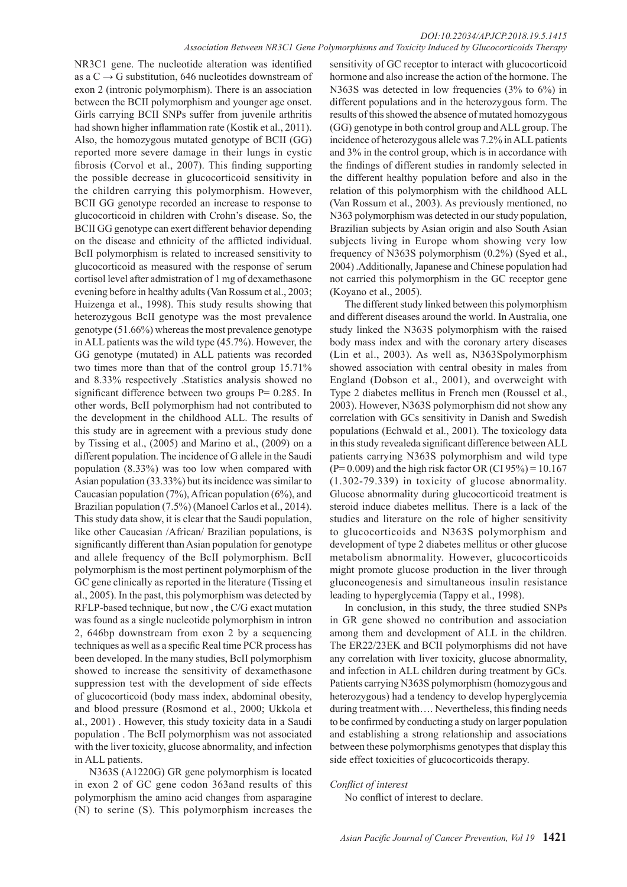NR3C1 gene. The nucleotide alteration was identified as a C → G substitution, 646 nucleotides downstream of exon 2 (intronic polymorphism). There is an association between the BCII polymorphism and younger age onset. Girls carrying BCII SNPs suffer from juvenile arthritis had shown higher inflammation rate (Kostik et al., 2011). Also, the homozygous mutated genotype of BCII (GG) reported more severe damage in their lungs in cystic fibrosis (Corvol et al., 2007). This finding supporting the possible decrease in glucocorticoid sensitivity in the children carrying this polymorphism. However, BCII GG genotype recorded an increase to response to glucocorticoid in children with Crohn's disease. So, the BCII GG genotype can exert different behavior depending on the disease and ethnicity of the afflicted individual. BcII polymorphism is related to increased sensitivity to glucocorticoid as measured with the response of serum cortisol level after admistration of 1 mg of dexamethasone evening before in healthy adults (Van Rossum et al., 2003; Huizenga et al., 1998). This study results showing that heterozygous BcII genotype was the most prevalence genotype (51.66%) whereas the most prevalence genotype in ALL patients was the wild type (45.7%). However, the GG genotype (mutated) in ALL patients was recorded two times more than that of the control group 15.71% and 8.33% respectively .Statistics analysis showed no significant difference between two groups P= 0.285. In other words, BcII polymorphism had not contributed to the development in the childhood ALL. The results of this study are in agreement with a previous study done by Tissing et al., (2005) and Marino et al., (2009) on a different population. The incidence of G allele in the Saudi population (8.33%) was too low when compared with Asian population (33.33%) but its incidence was similar to Caucasian population (7%), African population (6%), and Brazilian population (7.5%) (Manoel Carlos et al., 2014). This study data show, it is clear that the Saudi population, like other Caucasian /African/ Brazilian populations, is significantly different than Asian population for genotype and allele frequency of the BcII polymorphism. BcII polymorphism is the most pertinent polymorphism of the GC gene clinically as reported in the literature (Tissing et al., 2005). In the past, this polymorphism was detected by RFLP-based technique, but now , the C/G exact mutation was found as a single nucleotide polymorphism in intron 2, 646bp downstream from exon 2 by a sequencing techniques as well as a specific Real time PCR process has been developed. In the many studies, BcII polymorphism showed to increase the sensitivity of dexamethasone suppression test with the development of side effects of glucocorticoid (body mass index, abdominal obesity, and blood pressure (Rosmond et al., 2000; Ukkola et al., 2001) . However, this study toxicity data in a Saudi population . The BcII polymorphism was not associated with the liver toxicity, glucose abnormality, and infection in ALL patients.

N363S (A1220G) GR gene polymorphism is located in exon 2 of GC gene codon 363and results of this polymorphism the amino acid changes from asparagine (N) to serine (S). This polymorphism increases the sensitivity of GC receptor to interact with glucocorticoid hormone and also increase the action of the hormone. The N363S was detected in low frequencies (3% to 6%) in different populations and in the heterozygous form. The results of this showed the absence of mutated homozygous (GG) genotype in both control group and ALL group. The incidence of heterozygous allele was 7.2% in ALL patients and 3% in the control group, which is in accordance with the findings of different studies in randomly selected in the different healthy population before and also in the relation of this polymorphism with the childhood ALL (Van Rossum et al., 2003). As previously mentioned, no N363 polymorphism was detected in our study population, Brazilian subjects by Asian origin and also South Asian subjects living in Europe whom showing very low frequency of N363S polymorphism (0.2%) (Syed et al., 2004) .Additionally, Japanese and Chinese population had not carried this polymorphism in the GC receptor gene (Koyano et al., 2005).

The different study linked between this polymorphism and different diseases around the world. In Australia, one study linked the N363S polymorphism with the raised body mass index and with the coronary artery diseases (Lin et al., 2003). As well as, N363Spolymorphism showed association with central obesity in males from England (Dobson et al., 2001), and overweight with Type 2 diabetes mellitus in French men (Roussel et al., 2003). However, N363S polymorphism did not show any correlation with GCs sensitivity in Danish and Swedish populations (Echwald et al., 2001). The toxicology data in this study revealeda significant difference between ALL patients carrying N363S polymorphism and wild type (P= 0.009) and the high risk factor OR (CI 95%) = 10.167 (1.302-79.339) in toxicity of glucose abnormality. Glucose abnormality during glucocorticoid treatment is steroid induce diabetes mellitus. There is a lack of the studies and literature on the role of higher sensitivity to glucocorticoids and N363S polymorphism and development of type 2 diabetes mellitus or other glucose metabolism abnormality. However, glucocorticoids might promote glucose production in the liver through gluconeogenesis and simultaneous insulin resistance leading to hyperglycemia (Tappy et al., 1998).

In conclusion, in this study, the three studied SNPs in GR gene showed no contribution and association among them and development of ALL in the children. The ER22/23EK and BCII polymorphisms did not have any correlation with liver toxicity, glucose abnormality, and infection in ALL children during treatment by GCs. Patients carrying N363S polymorphism (homozygous and heterozygous) had a tendency to develop hyperglycemia during treatment with…. Nevertheless, this finding needs to be confirmed by conducting a study on larger population and establishing a strong relationship and associations between these polymorphisms genotypes that display this side effect toxicities of glucocorticoids therapy.

*Conflict of interest*

No conflict of interest to declare.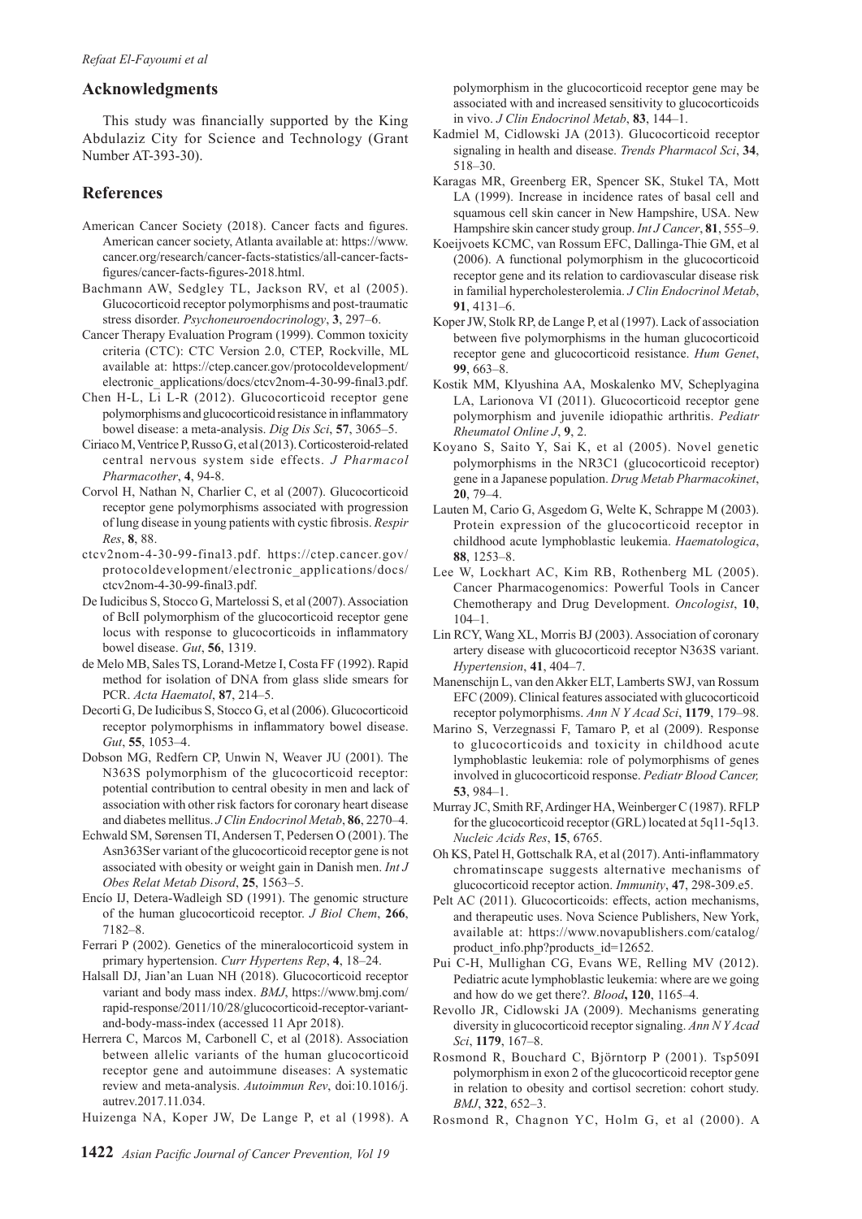## Acknowledgments

This study was financially supported by the King Abdulaziz City for Science and Technology (Grant Number AT-393-30).

## References

American Cancer Society (2018). Cancer facts and figures. American cancer society, Atlanta available at: https://www.cancer.org/research/cancer-facts-statistics/all-cancer-facts-figures/cancer-facts-figures-2018.html.

Bachmann AW, Sedgley TL, Jackson RV, et al (2005). Glucocorticoid receptor polymorphisms and post-traumatic stress disorder. *Psychoneuroendocrinology*, **3**, 297–6.

Cancer Therapy Evaluation Program (1999). Common toxicity criteria (CTC): CTC Version 2.0, CTEP, Rockville, ML available at: https://ctep.cancer.gov/protocoldevelopment/electronic_applications/docs/ctcv2nom-4-30-99-final3.pdf.

Chen H-L, Li L-R (2012). Glucocorticoid receptor gene polymorphisms and glucocorticoid resistance in inflammatory bowel disease: a meta-analysis. *Dig Dis Sci*, **57**, 3065–5.

Ciriaco M, Ventrice P, Russo G, et al (2013). Corticosteroid-related central nervous system side effects. *J Pharmacol Pharmacother*, **4**, 94-8.

Corvol H, Nathan N, Charlier C, et al (2007). Glucocorticoid receptor gene polymorphisms associated with progression of lung disease in young patients with cystic fibrosis. *Respir Res*, **8**, 88.

ctcv2nom-4-30-99-final3.pdf. https://ctep.cancer.gov/protocoldevelopment/electronic_applications/docs/ctcv2nom-4-30-99-final3.pdf.

De Iudicibus S, Stocco G, Martelossi S, et al (2007). Association of BclI polymorphism of the glucocorticoid receptor gene locus with response to glucocorticoids in inflammatory bowel disease. *Gut*, **56**, 1319.

de Melo MB, Sales TS, Lorand-Metze I, Costa FF (1992). Rapid method for isolation of DNA from glass slide smears for PCR. *Acta Haematol*, **87**, 214–5.

Decorti G, De Iudicibus S, Stocco G, et al (2006). Glucocorticoid receptor polymorphisms in inflammatory bowel disease. *Gut*, **55**, 1053–4.

Dobson MG, Redfern CP, Unwin N, Weaver JU (2001). The N363S polymorphism of the glucocorticoid receptor: potential contribution to central obesity in men and lack of association with other risk factors for coronary heart disease and diabetes mellitus. *J Clin Endocrinol Metab*, **86**, 2270–4.

Echwald SM, Sørensen TI, Andersen T, Pedersen O (2001). The Asn363Ser variant of the glucocorticoid receptor gene is not associated with obesity or weight gain in Danish men. *Int J Obes Relat Metab Disord*, **25**, 1563–5.

Encío IJ, Detera-Wadleigh SD (1991). The genomic structure of the human glucocorticoid receptor. *J Biol Chem*, **266**, 7182–8.

Ferrari P (2002). Genetics of the mineralocorticoid system in primary hypertension. *Curr Hypertens Rep*, **4**, 18–24.

Halsall DJ, Jian'an Luan NH (2018). Glucocorticoid receptor variant and body mass index. *BMJ*, https://www.bmj.com/rapid-response/2011/10/28/glucocorticoid-receptor-variant-and-body-mass-index (accessed 11 Apr 2018).

Herrera C, Marcos M, Carbonell C, et al (2018). Association between allelic variants of the human glucocorticoid receptor gene and autoimmune diseases: A systematic review and meta-analysis. *Autoimmun Rev*, doi:10.1016/j.autrev.2017.11.034.

Huizenga NA, Koper JW, De Lange P, et al (1998). A polymorphism in the glucocorticoid receptor gene may be associated with and increased sensitivity to glucocorticoids in vivo. *J Clin Endocrinol Metab*, **83**, 144–1.

Kadmiel M, Cidlowski JA (2013). Glucocorticoid receptor signaling in health and disease. *Trends Pharmacol Sci*, **34**, 518–30.

Karagas MR, Greenberg ER, Spencer SK, Stukel TA, Mott LA (1999). Increase in incidence rates of basal cell and squamous cell skin cancer in New Hampshire, USA. New Hampshire skin cancer study group. *Int J Cancer*, **81**, 555–9.

Koeijvoets KCMC, van Rossum EFC, Dallinga-Thie GM, et al (2006). A functional polymorphism in the glucocorticoid receptor gene and its relation to cardiovascular disease risk in familial hypercholesterolemia. *J Clin Endocrinol Metab*, **91**, 4131–6.

Koper JW, Stolk RP, de Lange P, et al (1997). Lack of association between five polymorphisms in the human glucocorticoid receptor gene and glucocorticoid resistance. *Hum Genet*, **99**, 663–8.

Kostik MM, Klyushina AA, Moskalenko MV, Scheplyagina LA, Larionova VI (2011). Glucocorticoid receptor gene polymorphism and juvenile idiopathic arthritis. *Pediatr Rheumatol Online J*, **9**, 2.

Koyano S, Saito Y, Sai K, et al (2005). Novel genetic polymorphisms in the NR3C1 (glucocorticoid receptor) gene in a Japanese population. *Drug Metab Pharmacokinet*, **20**, 79–4.

Lauten M, Cario G, Asgedom G, Welte K, Schrappe M (2003). Protein expression of the glucocorticoid receptor in childhood acute lymphoblastic leukemia. *Haematologica*, **88**, 1253–8.

Lee W, Lockhart AC, Kim RB, Rothenberg ML (2005). Cancer Pharmacogenomics: Powerful Tools in Cancer Chemotherapy and Drug Development. *Oncologist*, **10**, 104–1.

Lin RCY, Wang XL, Morris BJ (2003). Association of coronary artery disease with glucocorticoid receptor N363S variant. *Hypertension*, **41**, 404–7.

Manenschijn L, van den Akker ELT, Lamberts SWJ, van Rossum EFC (2009). Clinical features associated with glucocorticoid receptor polymorphisms. *Ann N Y Acad Sci*, **1179**, 179–98.

Marino S, Verzegnassi F, Tamaro P, et al (2009). Response to glucocorticoids and toxicity in childhood acute lymphoblastic leukemia: role of polymorphisms of genes involved in glucocorticoid response. *Pediatr Blood Cancer,* **53**, 984–1.

Murray JC, Smith RF, Ardinger HA, Weinberger C (1987). RFLP for the glucocorticoid receptor (GRL) located at 5q11-5q13. *Nucleic Acids Res*, **15**, 6765.

Oh KS, Patel H, Gottschalk RA, et al (2017). Anti-inflammatory chromatinscape suggests alternative mechanisms of glucocorticoid receptor action. *Immunity*, **47**, 298-309.e5.

Pelt AC (2011). Glucocorticoids: effects, action mechanisms, and therapeutic uses. Nova Science Publishers, New York, available at: https://www.novapublishers.com/catalog/product_info.php?products_id=12652.

Pui C-H, Mullighan CG, Evans WE, Relling MV (2012). Pediatric acute lymphoblastic leukemia: where are we going and how do we get there?. *Blood***, 120**, 1165–4.

Revollo JR, Cidlowski JA (2009). Mechanisms generating diversity in glucocorticoid receptor signaling. *Ann N Y Acad Sci*, **1179**, 167–8.

Rosmond R, Bouchard C, Björntorp P (2001). Tsp509I polymorphism in exon 2 of the glucocorticoid receptor gene in relation to obesity and cortisol secretion: cohort study. *BMJ*, **322**, 652–3.

Rosmond R, Chagnon YC, Holm G, et al (2000). A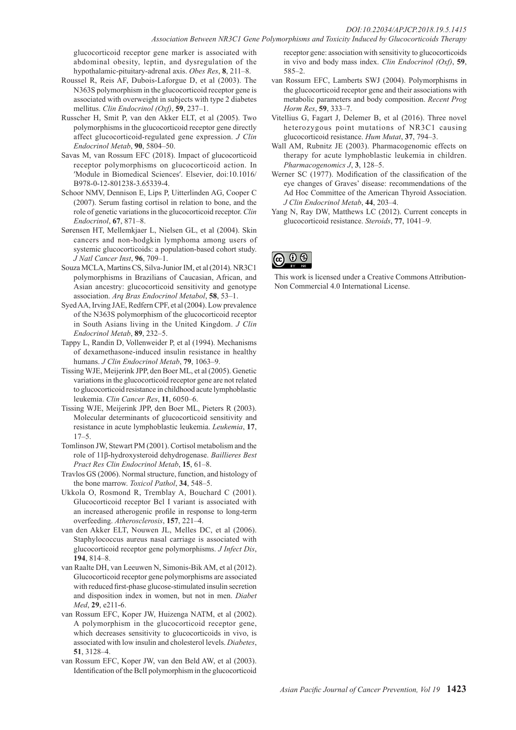glucocorticoid receptor gene marker is associated with abdominal obesity, leptin, and dysregulation of the hypothalamic-pituitary-adrenal axis. *Obes Res*, **8**, 211–8.

Roussel R, Reis AF, Dubois-Laforgue D, et al (2003). The N363S polymorphism in the glucocorticoid receptor gene is associated with overweight in subjects with type 2 diabetes mellitus. *Clin Endocrinol (Oxf)*, **59**, 237–1.

Russcher H, Smit P, van den Akker ELT, et al (2005). Two polymorphisms in the glucocorticoid receptor gene directly affect glucocorticoid-regulated gene expression. *J Clin Endocrinol Metab*, **90**, 5804–50.

Savas M, van Rossum EFC (2018). Impact of glucocorticoid receptor polymorphisms on glucocorticoid action. In ′Module in Biomedical Sciences′. Elsevier, doi:10.1016/B978-0-12-801238-3.65339-4.

Schoor NMV, Dennison E, Lips P, Uitterlinden AG, Cooper C (2007). Serum fasting cortisol in relation to bone, and the role of genetic variations in the glucocorticoid receptor. *Clin Endocrinol*, **67**, 871–8.

Sørensen HT, Mellemkjaer L, Nielsen GL, et al (2004). Skin cancers and non-hodgkin lymphoma among users of systemic glucocorticoids: a population-based cohort study. *J Natl Cancer Inst*, **96**, 709–1.

Souza MCLA, Martins CS, Silva-Junior IM, et al (2014). NR3C1 polymorphisms in Brazilians of Caucasian, African, and Asian ancestry: glucocorticoid sensitivity and genotype association. *Arq Bras Endocrinol Metabol*, **58**, 53–1.

Syed AA, Irving JAE, Redfern CPF, et al (2004). Low prevalence of the N363S polymorphism of the glucocorticoid receptor in South Asians living in the United Kingdom. *J Clin Endocrinol Metab*, **89**, 232–5.

Tappy L, Randin D, Vollenweider P, et al (1994). Mechanisms of dexamethasone-induced insulin resistance in healthy humans. *J Clin Endocrinol Metab*, **79**, 1063–9.

Tissing WJE, Meijerink JPP, den Boer ML, et al (2005). Genetic variations in the glucocorticoid receptor gene are not related to glucocorticoid resistance in childhood acute lymphoblastic leukemia. *Clin Cancer Res*, **11**, 6050–6.

Tissing WJE, Meijerink JPP, den Boer ML, Pieters R (2003). Molecular determinants of glucocorticoid sensitivity and resistance in acute lymphoblastic leukemia. *Leukemia*, **17**, 17–5.

Tomlinson JW, Stewart PM (2001). Cortisol metabolism and the role of 11β-hydroxysteroid dehydrogenase. *Baillieres Best Pract Res Clin Endocrinol Metab*, **15**, 61–8.

Travlos GS (2006). Normal structure, function, and histology of the bone marrow. *Toxicol Pathol*, **34**, 548–5.

Ukkola O, Rosmond R, Tremblay A, Bouchard C (2001). Glucocorticoid receptor Bcl I variant is associated with an increased atherogenic profile in response to long-term overfeeding. *Atherosclerosis*, **157**, 221–4.

van den Akker ELT, Nouwen JL, Melles DC, et al (2006). Staphylococcus aureus nasal carriage is associated with glucocorticoid receptor gene polymorphisms. *J Infect Dis*, **194**, 814–8.

van Raalte DH, van Leeuwen N, Simonis-Bik AM, et al (2012). Glucocorticoid receptor gene polymorphisms are associated with reduced first-phase glucose-stimulated insulin secretion and disposition index in women, but not in men. *Diabet Med*, **29**, e211-6.

van Rossum EFC, Koper JW, Huizenga NATM, et al (2002). A polymorphism in the glucocorticoid receptor gene, which decreases sensitivity to glucocorticoids in vivo, is associated with low insulin and cholesterol levels. *Diabetes*, **51**, 3128–4.

van Rossum EFC, Koper JW, van den Beld AW, et al (2003). Identification of the BclI polymorphism in the glucocorticoid receptor gene: association with sensitivity to glucocorticoids in vivo and body mass index. *Clin Endocrinol (Oxf)*, **59**, 585–2.

van Rossum EFC, Lamberts SWJ (2004). Polymorphisms in the glucocorticoid receptor gene and their associations with metabolic parameters and body composition. *Recent Prog Horm Res*, **59**, 333–7.

Vitellius G, Fagart J, Delemer B, et al (2016). Three novel heterozygous point mutations of NR3C1 causing glucocorticoid resistance. *Hum Mutat*, **37**, 794–3.

Wall AM, Rubnitz JE (2003). Pharmacogenomic effects on therapy for acute lymphoblastic leukemia in children. *Pharmacogenomics J*, **3**, 128–5.

Werner SC (1977). Modification of the classification of the eye changes of Graves' disease: recommendations of the Ad Hoc Committee of the American Thyroid Association. *J Clin Endocrinol Metab*, **44**, 203–4.

Yang N, Ray DW, Matthews LC (2012). Current concepts in glucocorticoid resistance. *Steroids*, **77**, 1041–9.

This work is licensed under a Creative Commons Attribution-Non Commercial 4.0 International License.